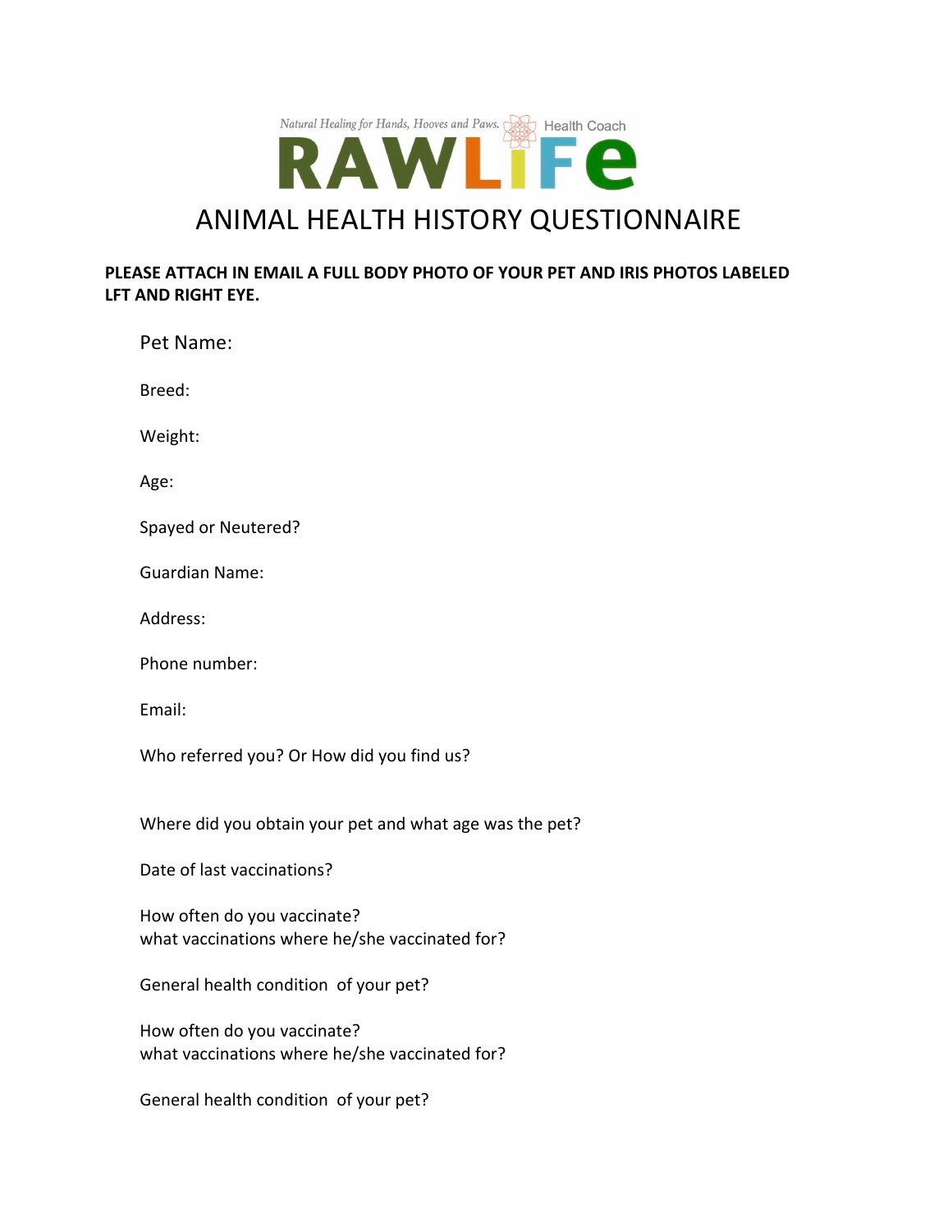Natural Healing for Hands, Hooves and Paws. Health Coach

# RAWLIFE

# ANIMAL HEALTH HISTORY QUESTIONNAIRE

**PLEASE ATTACH IN EMAIL A FULL BODY PHOTO OF YOUR PET AND IRIS PHOTOS LABELED LFT AND RIGHT EYE.**

Pet Name:

Breed:

Weight:

Age:

Spayed or Neutered?

Guardian Name:

Address:

Phone number:

Email:

Who referred you? Or How did you find us?

Where did you obtain your pet and what age was the pet?

Date of last vaccinations?

How often do you vaccinate?
what vaccinations where he/she vaccinated for?

General health condition of your pet?

How often do you vaccinate?
what vaccinations where he/she vaccinated for?

General health condition of your pet?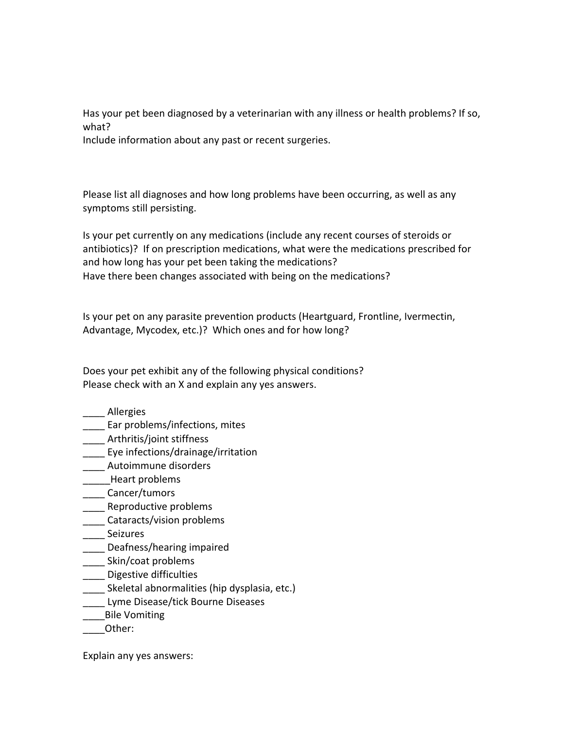Has your pet been diagnosed by a veterinarian with any illness or health problems? If so, what?
Include information about any past or recent surgeries.

Please list all diagnoses and how long problems have been occurring, as well as any symptoms still persisting.

Is your pet currently on any medications (include any recent courses of steroids or antibiotics)? If on prescription medications, what were the medications prescribed for and how long has your pet been taking the medications?
Have there been changes associated with being on the medications?

Is your pet on any parasite prevention products (Heartguard, Frontline, Ivermectin, Advantage, Mycodex, etc.)? Which ones and for how long?

Does your pet exhibit any of the following physical conditions?
Please check with an X and explain any yes answers.

____ Allergies
____ Ear problems/infections, mites
____ Arthritis/joint stiffness
____ Eye infections/drainage/irritation
____ Autoimmune disorders
_____Heart problems
____ Cancer/tumors
____ Reproductive problems
____ Cataracts/vision problems
____ Seizures
____ Deafness/hearing impaired
____ Skin/coat problems
____ Digestive difficulties
____ Skeletal abnormalities (hip dysplasia, etc.)
____ Lyme Disease/tick Bourne Diseases
____Bile Vomiting
____Other:

Explain any yes answers: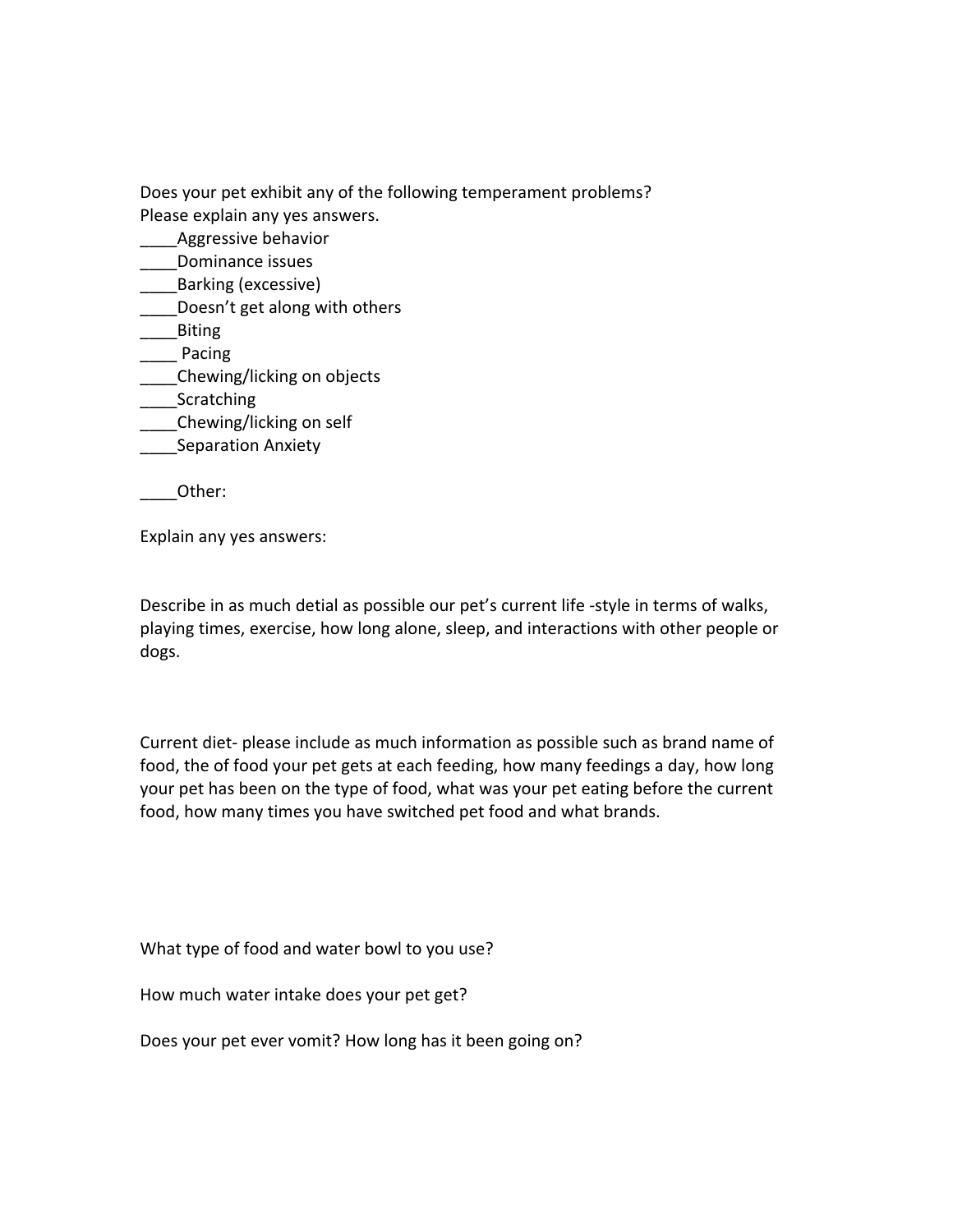Does your pet exhibit any of the following temperament problems?
Please explain any yes answers.

____Aggressive behavior
____Dominance issues
____Barking (excessive)
____Doesn't get along with others
____Biting
____ Pacing
____Chewing/licking on objects
____Scratching
____Chewing/licking on self
____Separation Anxiety

____Other:

Explain any yes answers:

Describe in as much detial as possible our pet's current life -style in terms of walks, playing times, exercise, how long alone, sleep, and interactions with other people or dogs.

Current diet- please include as much information as possible such as brand name of food, the of food your pet gets at each feeding, how many feedings a day, how long your pet has been on the type of food, what was your pet eating before the current food, how many times you have switched pet food and what brands.

What type of food and water bowl to you use?

How much water intake does your pet get?

Does your pet ever vomit? How long has it been going on?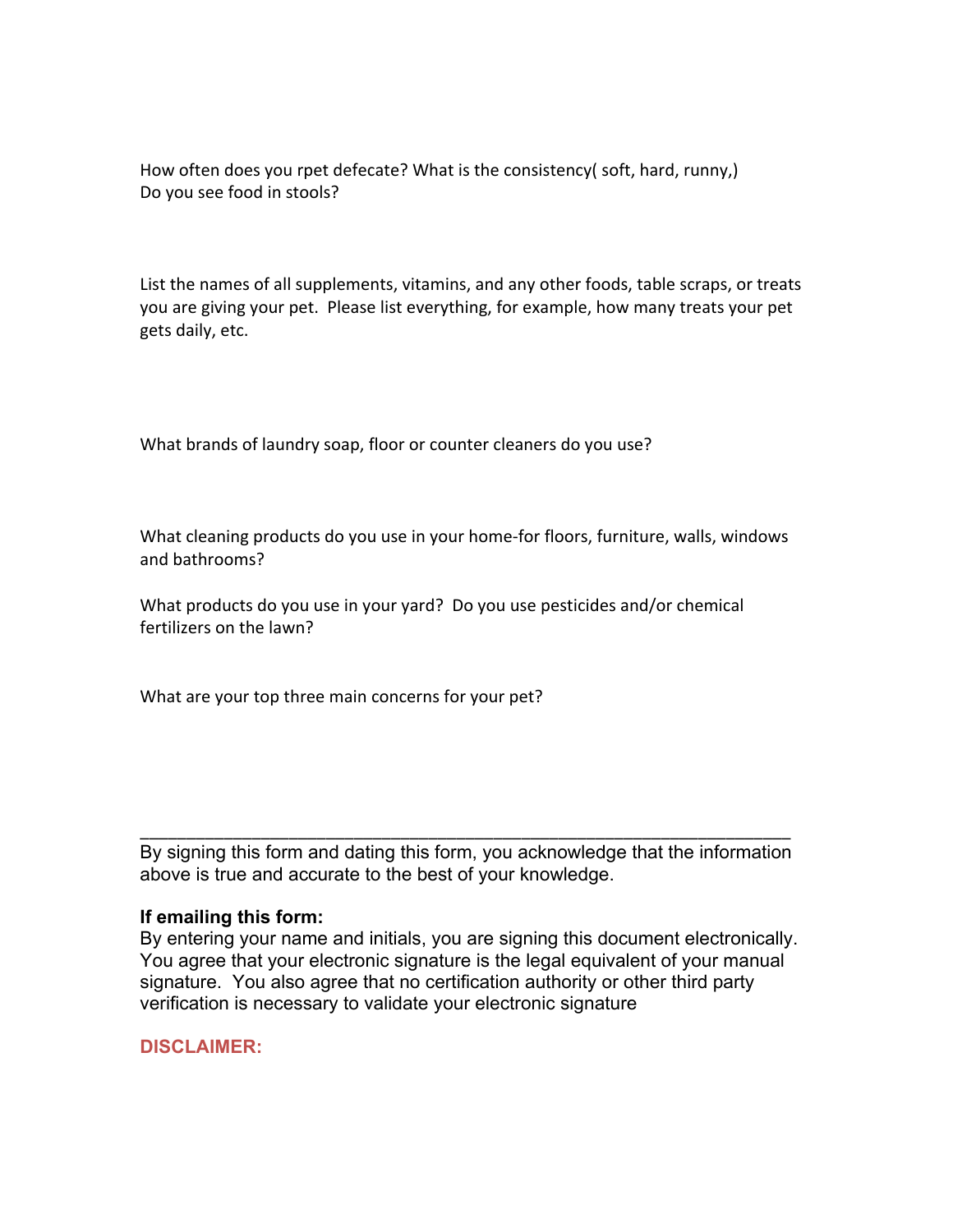How often does you rpet defecate? What is the consistency( soft, hard, runny,)
Do you see food in stools?

List the names of all supplements, vitamins, and any other foods, table scraps, or treats you are giving your pet. Please list everything, for example, how many treats your pet gets daily, etc.

What brands of laundry soap, floor or counter cleaners do you use?

What cleaning products do you use in your home-for floors, furniture, walls, windows and bathrooms?

What products do you use in your yard? Do you use pesticides and/or chemical fertilizers on the lawn?

What are your top three main concerns for your pet?

_______________________________________________________________

By signing this form and dating this form, you acknowledge that the information above is true and accurate to the best of your knowledge.

**If emailing this form:**
By entering your name and initials, you are signing this document electronically. You agree that your electronic signature is the legal equivalent of your manual signature. You also agree that no certification authority or other third party verification is necessary to validate your electronic signature

**DISCLAIMER:**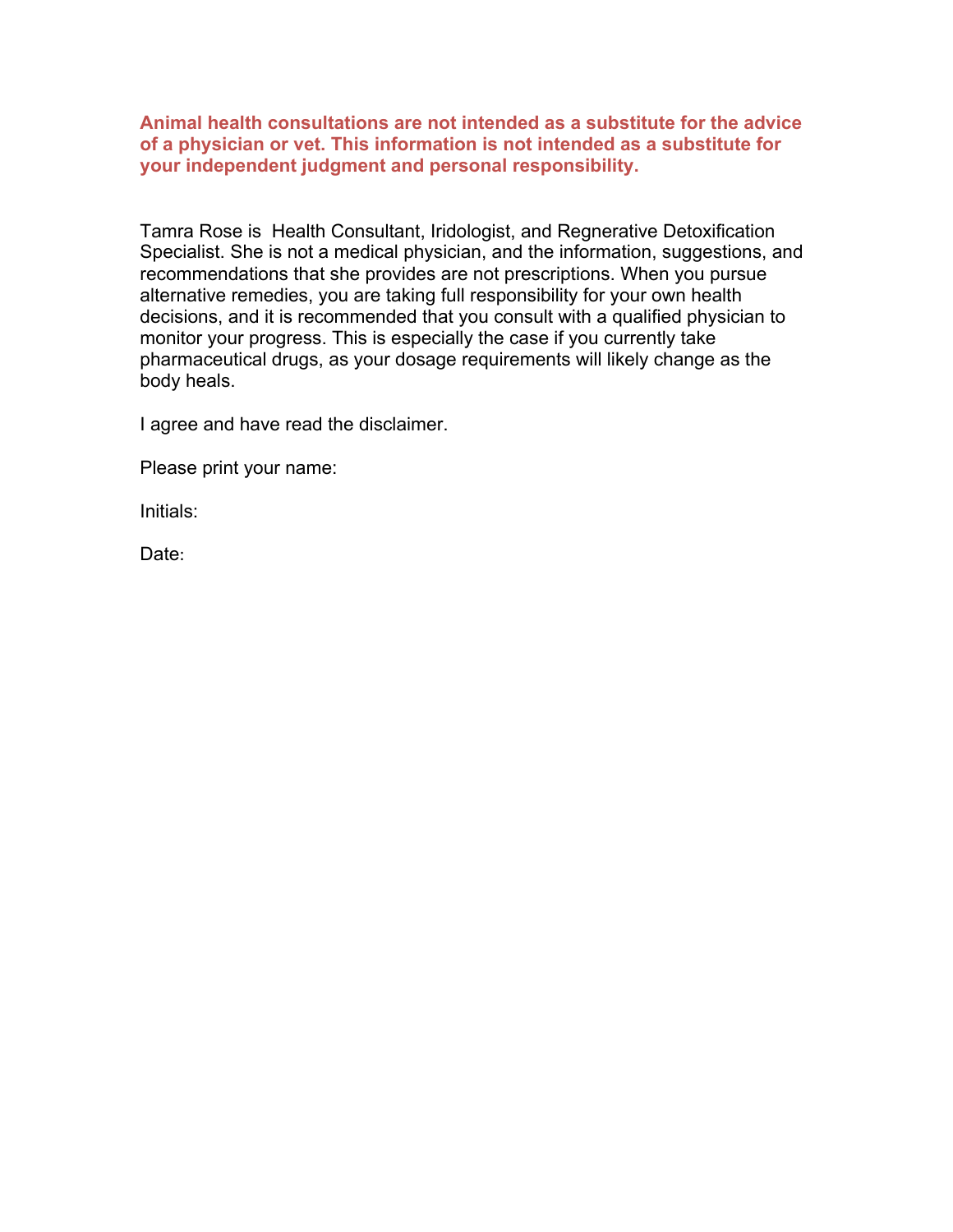**Animal health consultations are not intended as a substitute for the advice of a physician or vet. This information is not intended as a substitute for your independent judgment and personal responsibility.**

Tamra Rose is  Health Consultant, Iridologist, and Regnerative Detoxification Specialist. She is not a medical physician, and the information, suggestions, and recommendations that she provides are not prescriptions. When you pursue alternative remedies, you are taking full responsibility for your own health decisions, and it is recommended that you consult with a qualified physician to monitor your progress. This is especially the case if you currently take pharmaceutical drugs, as your dosage requirements will likely change as the body heals.

I agree and have read the disclaimer.

Please print your name:

Initials:

Date: